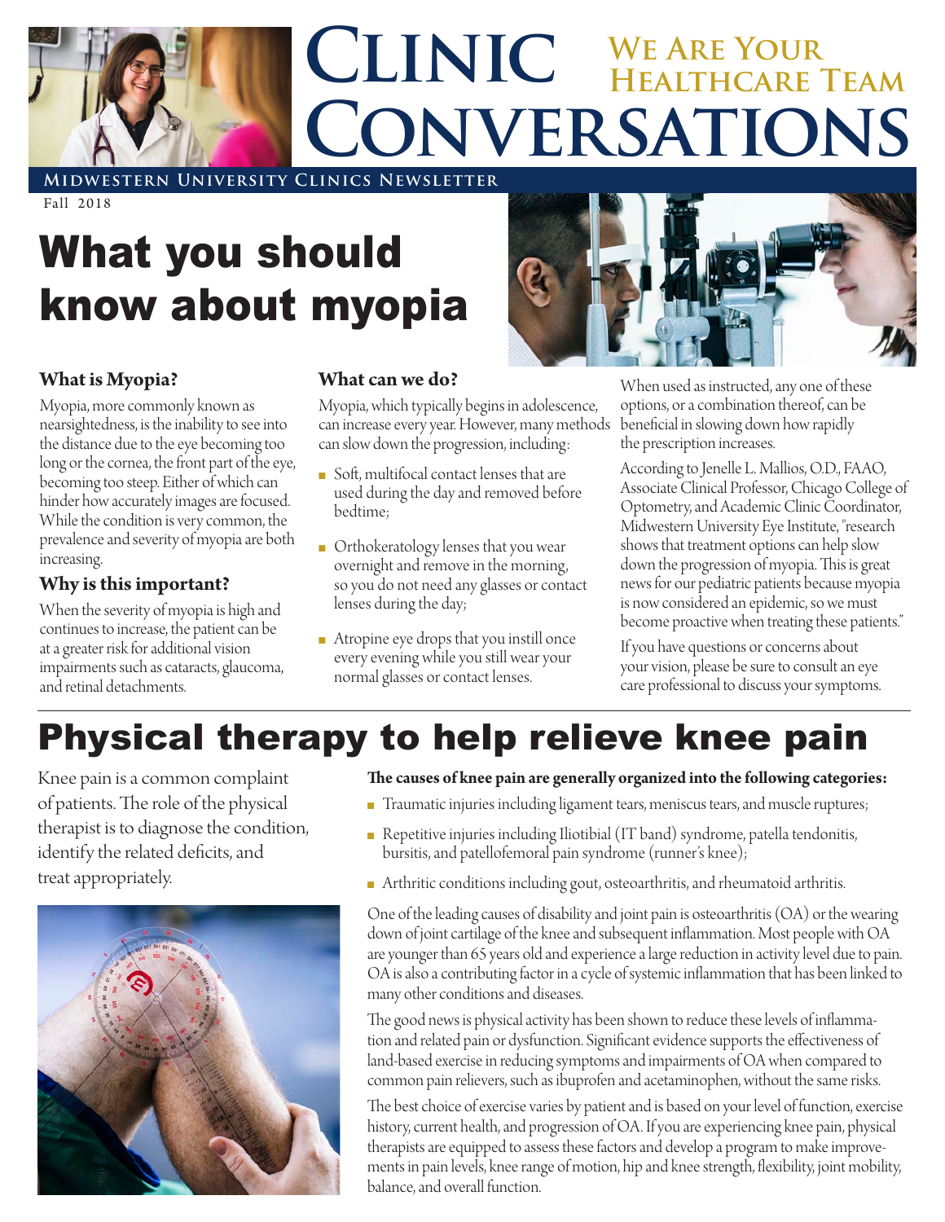# Clinic Conversations

**We Are Your Healthcare Team**

**Midwestern University Clinics Newsletter**

Fall 2018

# What you should know about myopia

### What is Myopia?

Myopia, more commonly known as nearsightedness, is the inability to see into the distance due to the eye becoming too long or the cornea, the front part of the eye, becoming too steep. Either of which can hinder how accurately images are focused. While the condition is very common, the prevalence and severity of myopia are both increasing.

### Why is this important?

When the severity of myopia is high and continues to increase, the patient can be at a greater risk for additional vision impairments such as cataracts, glaucoma, and retinal detachments.

### What can we do?

Myopia, which typically begins in adolescence, can increase every year. However, many methods can slow down the progression, including:

- Soft, multifocal contact lenses that are used during the day and removed before bedtime;
- Orthokeratology lenses that you wear overnight and remove in the morning, so you do not need any glasses or contact lenses during the day;
- Atropine eye drops that you instill once every evening while you still wear your normal glasses or contact lenses.

When used as instructed, any one of these options, or a combination thereof, can be beneficial in slowing down how rapidly the prescription increases.

According to Jenelle L. Mallios, O.D., FAAO, Associate Clinical Professor, Chicago College of Optometry, and Academic Clinic Coordinator, Midwestern University Eye Institute, "research shows that treatment options can help slow down the progression of myopia. This is great news for our pediatric patients because myopia is now considered an epidemic, so we must become proactive when treating these patients."

If you have questions or concerns about your vision, please be sure to consult an eye care professional to discuss your symptoms.

# Physical therapy to help relieve knee pain

Knee pain is a common complaint of patients. The role of the physical therapist is to diagnose the condition, identify the related deficits, and treat appropriately.

**The causes of knee pain are generally organized into the following categories:**

- Traumatic injuries including ligament tears, meniscus tears, and muscle ruptures;
- Repetitive injuries including Iliotibial (IT band) syndrome, patella tendonitis, bursitis, and patellofemoral pain syndrome (runner's knee);
- Arthritic conditions including gout, osteoarthritis, and rheumatoid arthritis.

One of the leading causes of disability and joint pain is osteoarthritis (OA) or the wearing down of joint cartilage of the knee and subsequent inflammation. Most people with OA are younger than 65 years old and experience a large reduction in activity level due to pain. OA is also a contributing factor in a cycle of systemic inflammation that has been linked to many other conditions and diseases.

The good news is physical activity has been shown to reduce these levels of inflammation and related pain or dysfunction. Significant evidence supports the effectiveness of land-based exercise in reducing symptoms and impairments of OA when compared to common pain relievers, such as ibuprofen and acetaminophen, without the same risks.

The best choice of exercise varies by patient and is based on your level of function, exercise history, current health, and progression of OA. If you are experiencing knee pain, physical therapists are equipped to assess these factors and develop a program to make improvements in pain levels, knee range of motion, hip and knee strength, flexibility, joint mobility, balance, and overall function.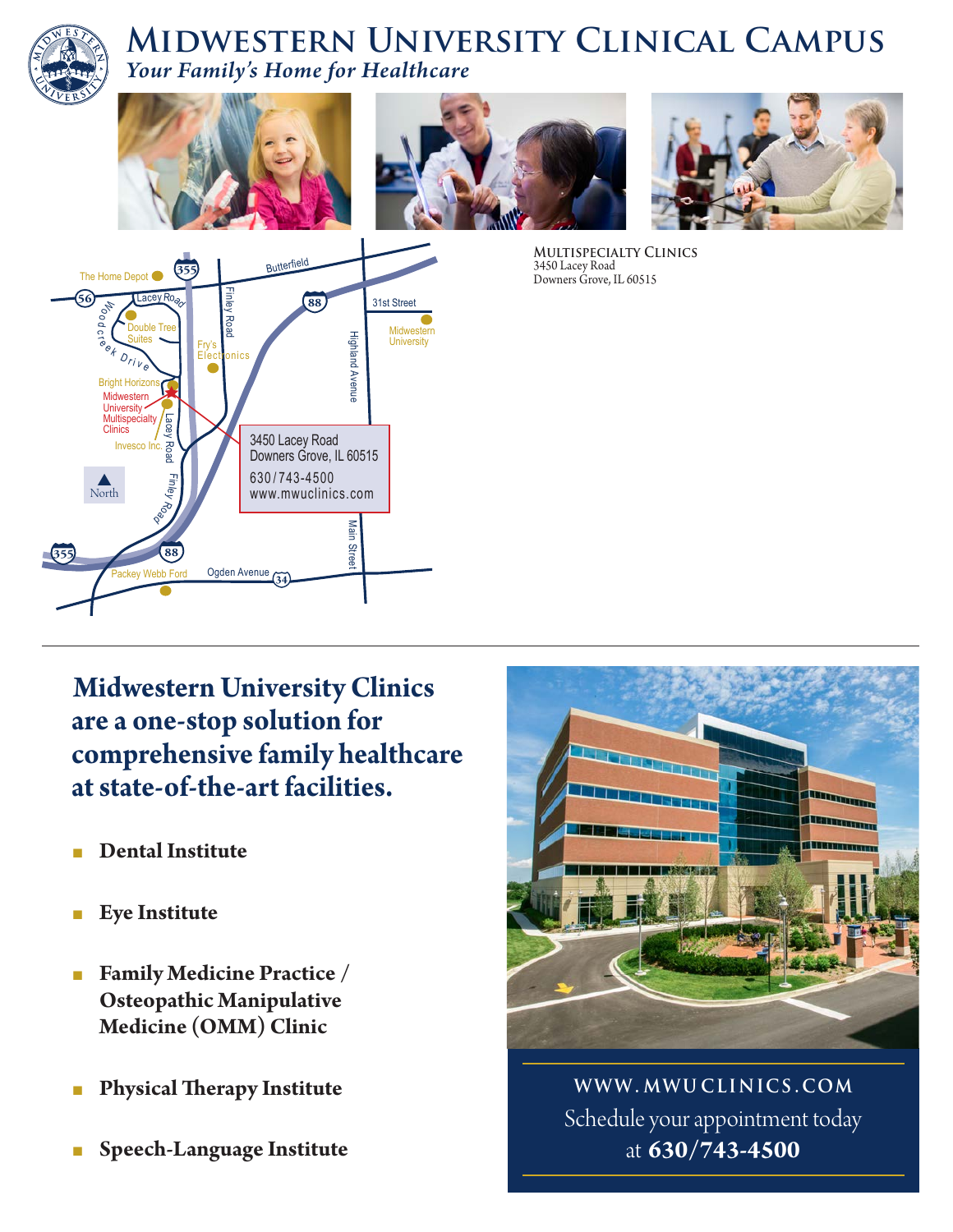# Midwestern University Clinical Campus

*Your Family's Home for Healthcare*

Butterfield
The Home Depot
355
56
Lacey Road
Woodcreek Drive
Double Tree Suites
Finley Road
Fry's Electronics
88
31st Street
Midwestern University
Highland Avenue
Bright Horizons
Midwestern University Multispecialty Clinics
Invesco Inc.
Lacey Road
Finley Road
North
3450 Lacey Road
Downers Grove, IL 60515
630/743-4500
www.mwuclinics.com
Main Street
355
88
Packey Webb Ford
Ogden Avenue
34

**Multispecialty Clinics**
3450 Lacey Road
Downers Grove, IL 60515

## Midwestern University Clinics are a one-stop solution for comprehensive family healthcare at state-of-the-art facilities.

- **Dental Institute**
- **Eye Institute**
- **Family Medicine Practice / Osteopathic Manipulative Medicine (OMM) Clinic**
- **Physical Therapy Institute**
- **Speech-Language Institute**

WWW.MWUCLINICS.COM
Schedule your appointment today at **630/743-4500**